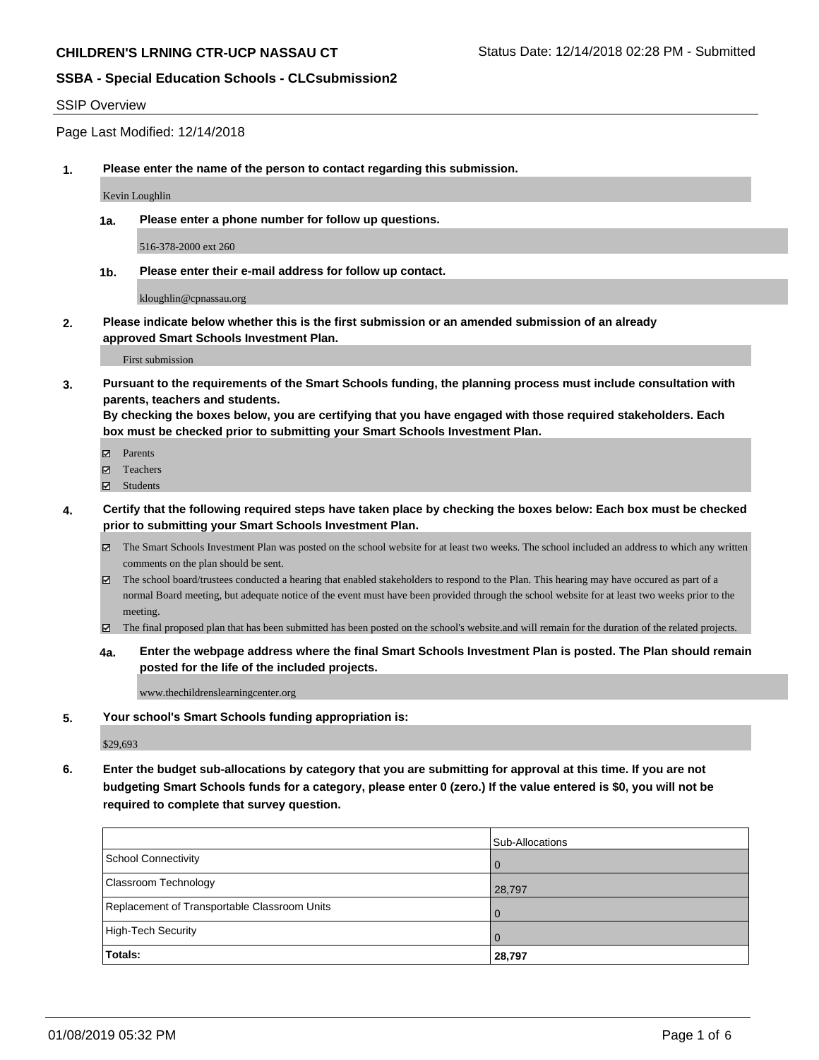**CHILDREN'S LRNING CTR-UCP NASSAU CT** Status Date: 12/14/2018 02:28 PM - Submitted

**SSBA - Special Education Schools - CLCsubmission2**

SSIP Overview

Page Last Modified: 12/14/2018

**1. Please enter the name of the person to contact regarding this submission.**

Kevin Loughlin

**1a. Please enter a phone number for follow up questions.**

516-378-2000 ext 260

**1b. Please enter their e-mail address for follow up contact.**

kloughlin@cpnassau.org

**2. Please indicate below whether this is the first submission or an amended submission of an already approved Smart Schools Investment Plan.**

First submission

**3. Pursuant to the requirements of the Smart Schools funding, the planning process must include consultation with parents, teachers and students.**
**By checking the boxes below, you are certifying that you have engaged with those required stakeholders. Each box must be checked prior to submitting your Smart Schools Investment Plan.**

- ☑ Parents
- ☑ Teachers
- ☑ Students

**4. Certify that the following required steps have taken place by checking the boxes below: Each box must be checked prior to submitting your Smart Schools Investment Plan.**

- ☑ The Smart Schools Investment Plan was posted on the school website for at least two weeks. The school included an address to which any written comments on the plan should be sent.
- ☑ The school board/trustees conducted a hearing that enabled stakeholders to respond to the Plan. This hearing may have occured as part of a normal Board meeting, but adequate notice of the event must have been provided through the school website for at least two weeks prior to the meeting.
- ☑ The final proposed plan that has been submitted has been posted on the school's website.and will remain for the duration of the related projects.

**4a. Enter the webpage address where the final Smart Schools Investment Plan is posted. The Plan should remain posted for the life of the included projects.**

www.thechildrenslearningcenter.org

**5. Your school's Smart Schools funding appropriation is:**

$29,693

**6. Enter the budget sub-allocations by category that you are submitting for approval at this time. If you are not budgeting Smart Schools funds for a category, please enter 0 (zero.) If the value entered is $0, you will not be required to complete that survey question.**

| | Sub-Allocations |
|---|---|
| School Connectivity | 0 |
| Classroom Technology | 28,797 |
| Replacement of Transportable Classroom Units | 0 |
| High-Tech Security | 0 |
| **Totals:** | **28,797** |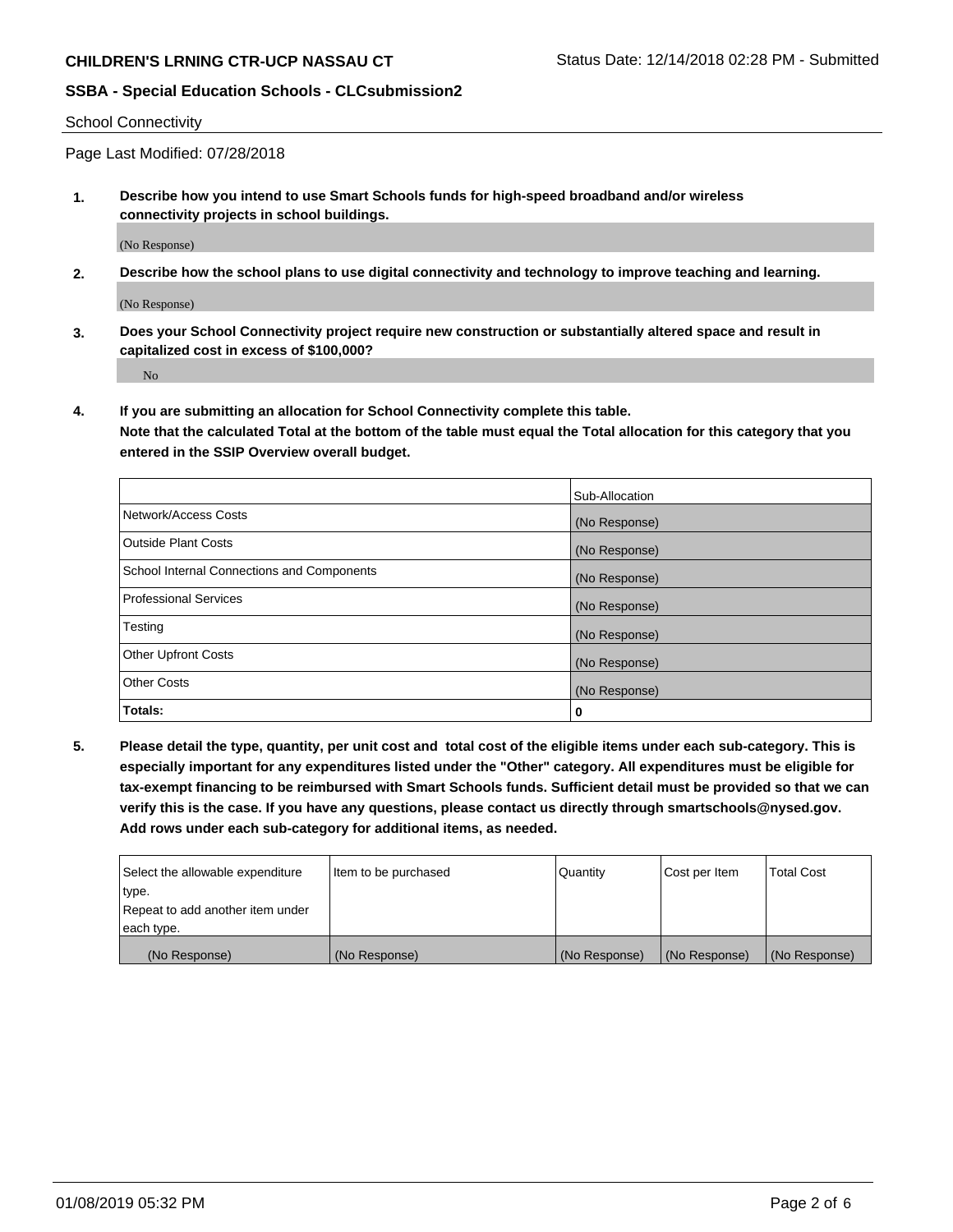School Connectivity

Page Last Modified: 07/28/2018

**1. Describe how you intend to use Smart Schools funds for high-speed broadband and/or wireless connectivity projects in school buildings.**

(No Response)

**2. Describe how the school plans to use digital connectivity and technology to improve teaching and learning.**

(No Response)

**3. Does your School Connectivity project require new construction or substantially altered space and result in capitalized cost in excess of $100,000?**

No

**4. If you are submitting an allocation for School Connectivity complete this table.**
**Note that the calculated Total at the bottom of the table must equal the Total allocation for this category that you entered in the SSIP Overview overall budget.**

| | Sub-Allocation |
|---|---|
| Network/Access Costs | (No Response) |
| Outside Plant Costs | (No Response) |
| School Internal Connections and Components | (No Response) |
| Professional Services | (No Response) |
| Testing | (No Response) |
| Other Upfront Costs | (No Response) |
| Other Costs | (No Response) |
| **Totals:** | **0** |

**5. Please detail the type, quantity, per unit cost and total cost of the eligible items under each sub-category. This is especially important for any expenditures listed under the "Other" category. All expenditures must be eligible for tax-exempt financing to be reimbursed with Smart Schools funds. Sufficient detail must be provided so that we can verify this is the case. If you have any questions, please contact us directly through smartschools@nysed.gov. Add rows under each sub-category for additional items, as needed.**

| Select the allowable expenditure type. Repeat to add another item under each type. | Item to be purchased | Quantity | Cost per Item | Total Cost |
|---|---|---|---|---|
| (No Response) | (No Response) | (No Response) | (No Response) | (No Response) |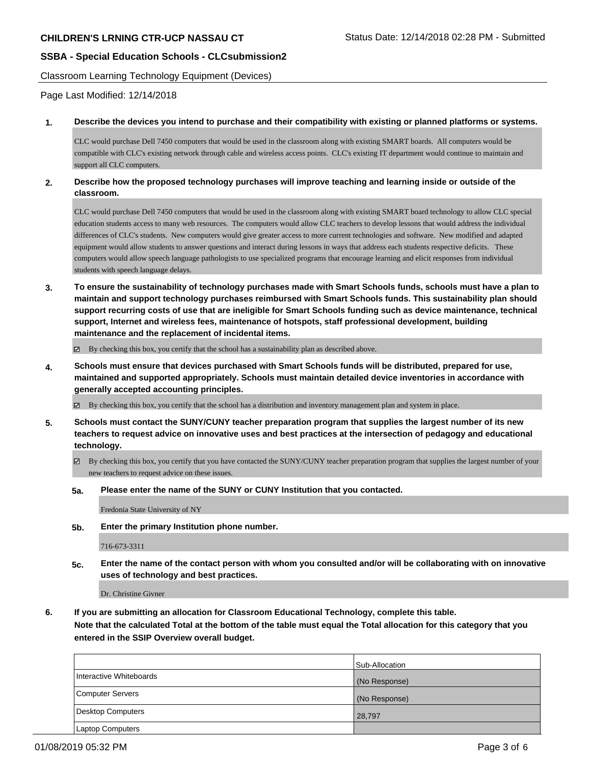Classroom Learning Technology Equipment (Devices)

Page Last Modified: 12/14/2018

**1. Describe the devices you intend to purchase and their compatibility with existing or planned platforms or systems.**

CLC would purchase Dell 7450 computers that would be used in the classroom along with existing SMART boards. All computers would be compatible with CLC's existing network through cable and wireless access points. CLC's existing IT department would continue to maintain and support all CLC computers.

**2. Describe how the proposed technology purchases will improve teaching and learning inside or outside of the classroom.**

CLC would purchase Dell 7450 computers that would be used in the classroom along with existing SMART board technology to allow CLC special education students access to many web resources. The computers would allow CLC teachers to develop lessons that would address the individual differences of CLC's students. New computers would give greater access to more current technologies and software. New modified and adapted equipment would allow students to answer questions and interact during lessons in ways that address each students respective deficits. These computers would allow speech language pathologists to use specialized programs that encourage learning and elicit responses from individual students with speech language delays.

**3. To ensure the sustainability of technology purchases made with Smart Schools funds, schools must have a plan to maintain and support technology purchases reimbursed with Smart Schools funds. This sustainability plan should support recurring costs of use that are ineligible for Smart Schools funding such as device maintenance, technical support, Internet and wireless fees, maintenance of hotspots, staff professional development, building maintenance and the replacement of incidental items.**

☑ By checking this box, you certify that the school has a sustainability plan as described above.

**4. Schools must ensure that devices purchased with Smart Schools funds will be distributed, prepared for use, maintained and supported appropriately. Schools must maintain detailed device inventories in accordance with generally accepted accounting principles.**

☑ By checking this box, you certify that the school has a distribution and inventory management plan and system in place.

**5. Schools must contact the SUNY/CUNY teacher preparation program that supplies the largest number of its new teachers to request advice on innovative uses and best practices at the intersection of pedagogy and educational technology.**

☑ By checking this box, you certify that you have contacted the SUNY/CUNY teacher preparation program that supplies the largest number of your new teachers to request advice on these issues.

**5a. Please enter the name of the SUNY or CUNY Institution that you contacted.**

Fredonia State University of NY

**5b. Enter the primary Institution phone number.**

716-673-3311

**5c. Enter the name of the contact person with whom you consulted and/or will be collaborating with on innovative uses of technology and best practices.**

Dr. Christine Givner

**6. If you are submitting an allocation for Classroom Educational Technology, complete this table.**
**Note that the calculated Total at the bottom of the table must equal the Total allocation for this category that you entered in the SSIP Overview overall budget.**

| | Sub-Allocation |
|---|---|
| Interactive Whiteboards | (No Response) |
| Computer Servers | (No Response) |
| Desktop Computers | 28,797 |
| Laptop Computers | |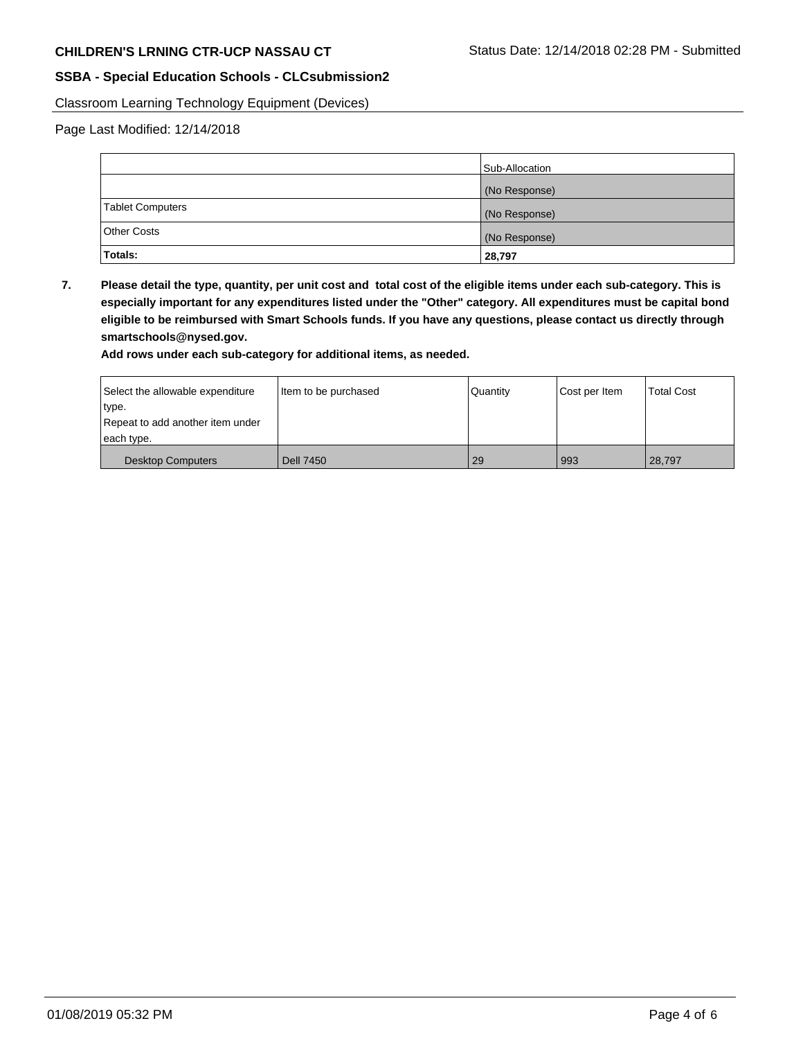Classroom Learning Technology Equipment (Devices)

Page Last Modified: 12/14/2018

| | Sub-Allocation |
|---|---|
| | (No Response) |
| Tablet Computers | (No Response) |
| Other Costs | (No Response) |
| **Totals:** | **28,797** |

**7. Please detail the type, quantity, per unit cost and total cost of the eligible items under each sub-category. This is especially important for any expenditures listed under the "Other" category. All expenditures must be capital bond eligible to be reimbursed with Smart Schools funds. If you have any questions, please contact us directly through smartschools@nysed.gov.**

**Add rows under each sub-category for additional items, as needed.**

| Select the allowable expenditure type. Repeat to add another item under each type. | Item to be purchased | Quantity | Cost per Item | Total Cost |
|---|---|---|---|---|
| Desktop Computers | Dell 7450 | 29 | 993 | 28,797 |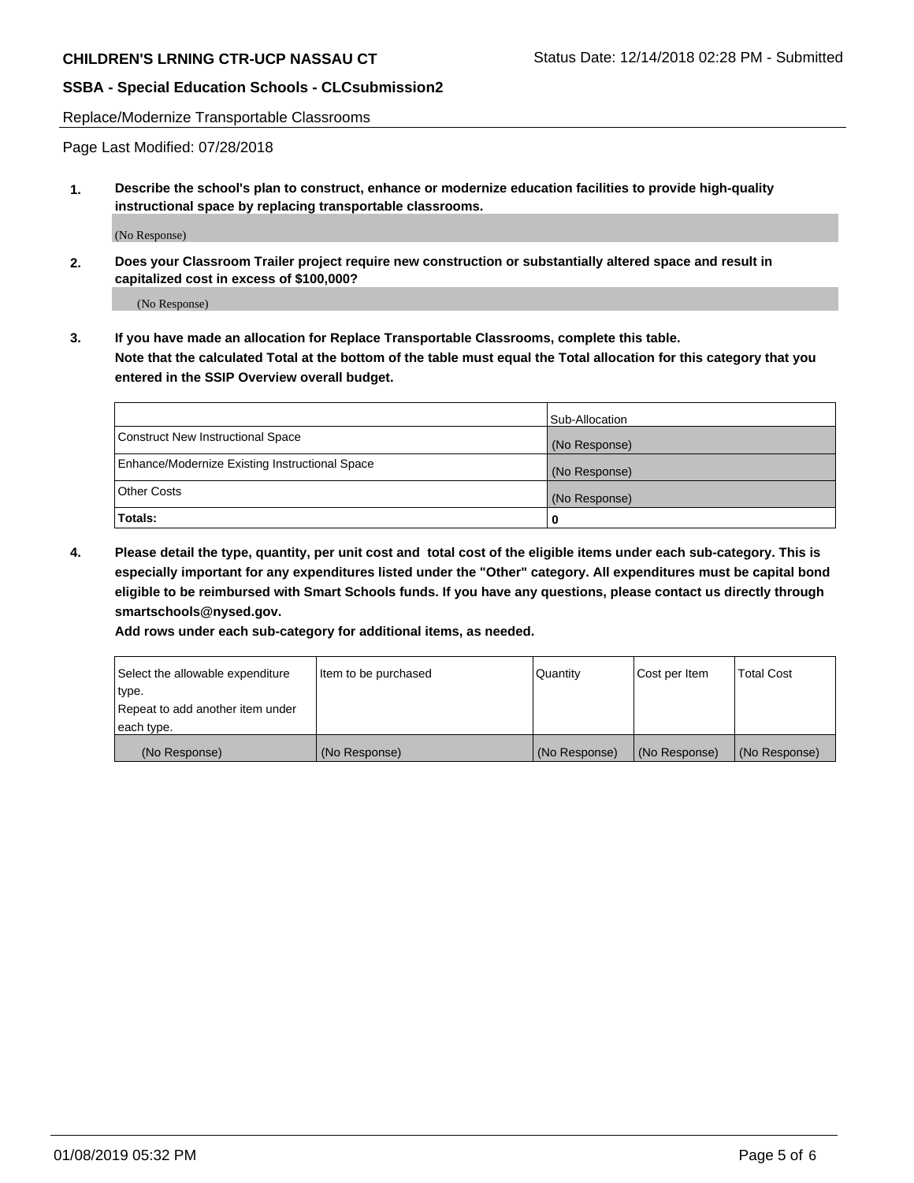Replace/Modernize Transportable Classrooms

Page Last Modified: 07/28/2018

**1. Describe the school's plan to construct, enhance or modernize education facilities to provide high-quality instructional space by replacing transportable classrooms.**

(No Response)

**2. Does your Classroom Trailer project require new construction or substantially altered space and result in capitalized cost in excess of $100,000?**

(No Response)

**3. If you have made an allocation for Replace Transportable Classrooms, complete this table. Note that the calculated Total at the bottom of the table must equal the Total allocation for this category that you entered in the SSIP Overview overall budget.**

| | Sub-Allocation |
|---|---|
| Construct New Instructional Space | (No Response) |
| Enhance/Modernize Existing Instructional Space | (No Response) |
| Other Costs | (No Response) |
| **Totals:** | **0** |

**4. Please detail the type, quantity, per unit cost and total cost of the eligible items under each sub-category. This is especially important for any expenditures listed under the "Other" category. All expenditures must be capital bond eligible to be reimbursed with Smart Schools funds. If you have any questions, please contact us directly through smartschools@nysed.gov.**

**Add rows under each sub-category for additional items, as needed.**

| Select the allowable expenditure type. Repeat to add another item under each type. | Item to be purchased | Quantity | Cost per Item | Total Cost |
|---|---|---|---|---|
| (No Response) | (No Response) | (No Response) | (No Response) | (No Response) |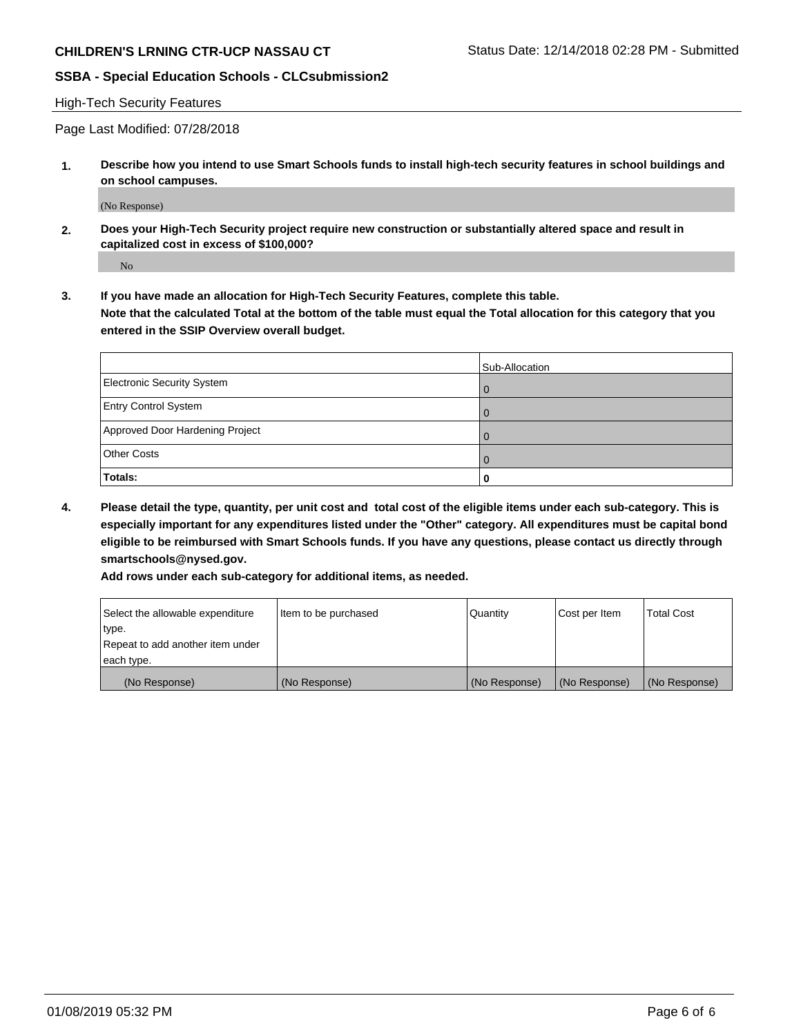High-Tech Security Features

Page Last Modified: 07/28/2018

**1. Describe how you intend to use Smart Schools funds to install high-tech security features in school buildings and on school campuses.**

(No Response)

**2. Does your High-Tech Security project require new construction or substantially altered space and result in capitalized cost in excess of $100,000?**

No

**3. If you have made an allocation for High-Tech Security Features, complete this table.**
**Note that the calculated Total at the bottom of the table must equal the Total allocation for this category that you entered in the SSIP Overview overall budget.**

| | Sub-Allocation |
|---|---|
| Electronic Security System | 0 |
| Entry Control System | 0 |
| Approved Door Hardening Project | 0 |
| Other Costs | 0 |
| **Totals:** | **0** |

**4. Please detail the type, quantity, per unit cost and total cost of the eligible items under each sub-category. This is especially important for any expenditures listed under the "Other" category. All expenditures must be capital bond eligible to be reimbursed with Smart Schools funds. If you have any questions, please contact us directly through smartschools@nysed.gov.**

**Add rows under each sub-category for additional items, as needed.**

| Select the allowable expenditure type. Repeat to add another item under each type. | Item to be purchased | Quantity | Cost per Item | Total Cost |
|---|---|---|---|---|
| (No Response) | (No Response) | (No Response) | (No Response) | (No Response) |